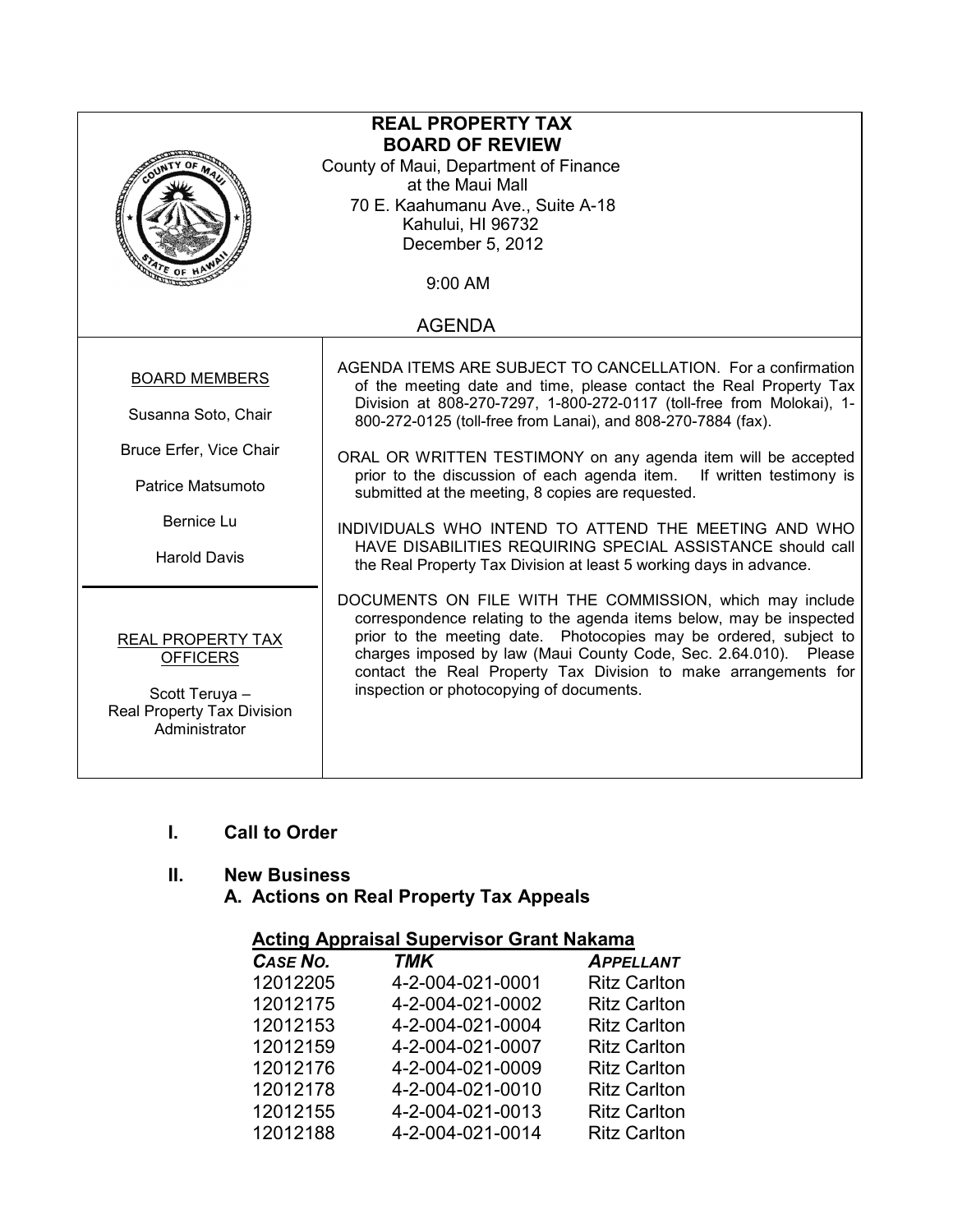# REAL PROPERTY TAX BOARD OF REVIEW

County of Maui, Department of Finance
at the Maui Mall
70 E. Kaahumanu Ave., Suite A-18
Kahului, HI 96732
December 5, 2012

9:00 AM

## AGENDA

**BOARD MEMBERS**

Susanna Soto, Chair

Bruce Erfer, Vice Chair

Patrice Matsumoto

Bernice Lu

Harold Davis

**REAL PROPERTY TAX OFFICERS**

Scott Teruya – Real Property Tax Division Administrator

AGENDA ITEMS ARE SUBJECT TO CANCELLATION. For a confirmation of the meeting date and time, please contact the Real Property Tax Division at 808-270-7297, 1-800-272-0117 (toll-free from Molokai), 1-800-272-0125 (toll-free from Lanai), and 808-270-7884 (fax).

ORAL OR WRITTEN TESTIMONY on any agenda item will be accepted prior to the discussion of each agenda item. If written testimony is submitted at the meeting, 8 copies are requested.

INDIVIDUALS WHO INTEND TO ATTEND THE MEETING AND WHO HAVE DISABILITIES REQUIRING SPECIAL ASSISTANCE should call the Real Property Tax Division at least 5 working days in advance.

DOCUMENTS ON FILE WITH THE COMMISSION, which may include correspondence relating to the agenda items below, may be inspected prior to the meeting date. Photocopies may be ordered, subject to charges imposed by law (Maui County Code, Sec. 2.64.010). Please contact the Real Property Tax Division to make arrangements for inspection or photocopying of documents.

**I. Call to Order**

**II. New Business**

**A. Actions on Real Property Tax Appeals**

**Acting Appraisal Supervisor Grant Nakama**

| *CASE NO.* | *TMK* | *APPELLANT* |
|---|---|---|
| 12012205 | 4-2-004-021-0001 | Ritz Carlton |
| 12012175 | 4-2-004-021-0002 | Ritz Carlton |
| 12012153 | 4-2-004-021-0004 | Ritz Carlton |
| 12012159 | 4-2-004-021-0007 | Ritz Carlton |
| 12012176 | 4-2-004-021-0009 | Ritz Carlton |
| 12012178 | 4-2-004-021-0010 | Ritz Carlton |
| 12012155 | 4-2-004-021-0013 | Ritz Carlton |
| 12012188 | 4-2-004-021-0014 | Ritz Carlton |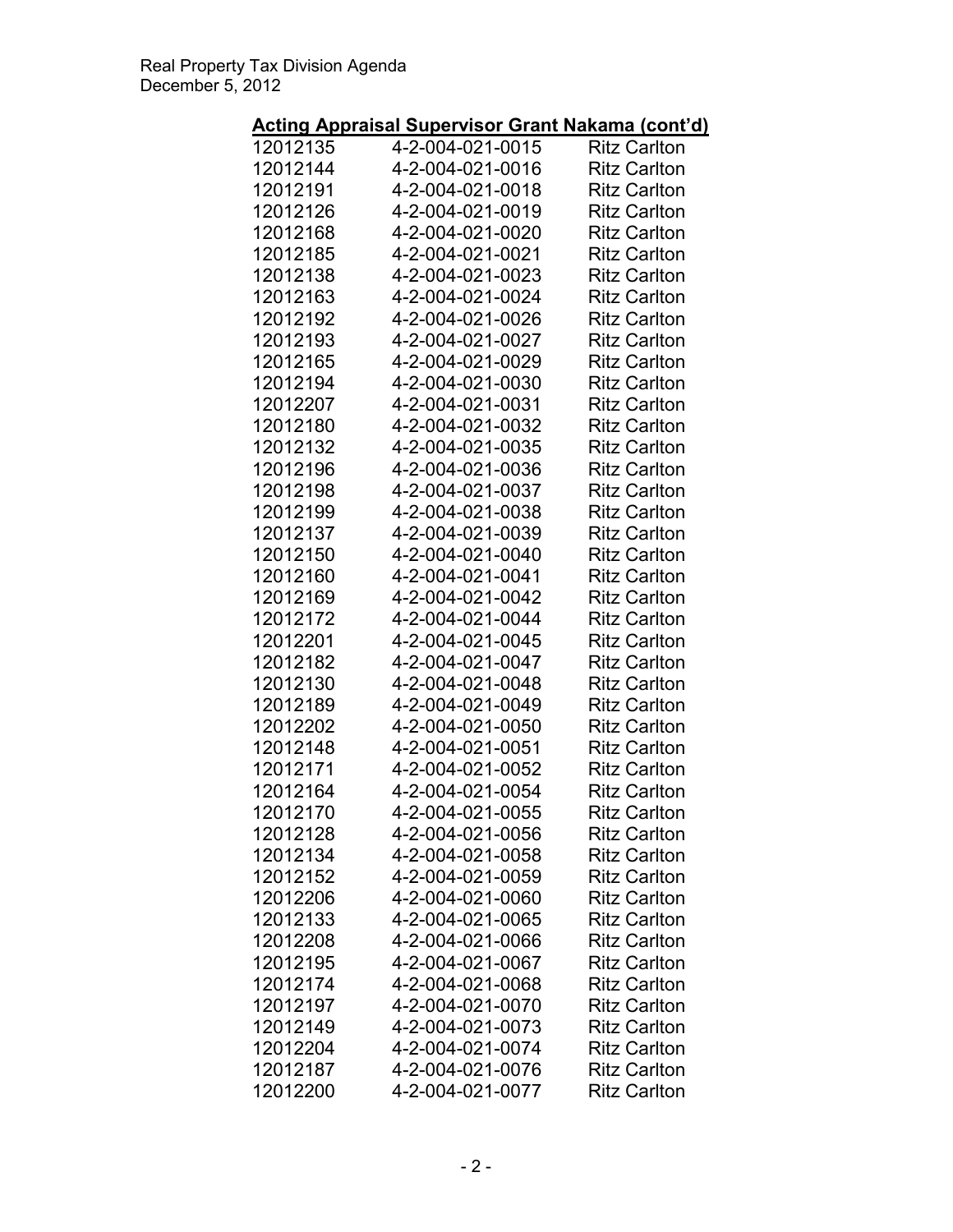**Acting Appraisal Supervisor Grant Nakama (cont'd)**

| | | |
|---|---|---|
| 12012135 | 4-2-004-021-0015 | Ritz Carlton |
| 12012144 | 4-2-004-021-0016 | Ritz Carlton |
| 12012191 | 4-2-004-021-0018 | Ritz Carlton |
| 12012126 | 4-2-004-021-0019 | Ritz Carlton |
| 12012168 | 4-2-004-021-0020 | Ritz Carlton |
| 12012185 | 4-2-004-021-0021 | Ritz Carlton |
| 12012138 | 4-2-004-021-0023 | Ritz Carlton |
| 12012163 | 4-2-004-021-0024 | Ritz Carlton |
| 12012192 | 4-2-004-021-0026 | Ritz Carlton |
| 12012193 | 4-2-004-021-0027 | Ritz Carlton |
| 12012165 | 4-2-004-021-0029 | Ritz Carlton |
| 12012194 | 4-2-004-021-0030 | Ritz Carlton |
| 12012207 | 4-2-004-021-0031 | Ritz Carlton |
| 12012180 | 4-2-004-021-0032 | Ritz Carlton |
| 12012132 | 4-2-004-021-0035 | Ritz Carlton |
| 12012196 | 4-2-004-021-0036 | Ritz Carlton |
| 12012198 | 4-2-004-021-0037 | Ritz Carlton |
| 12012199 | 4-2-004-021-0038 | Ritz Carlton |
| 12012137 | 4-2-004-021-0039 | Ritz Carlton |
| 12012150 | 4-2-004-021-0040 | Ritz Carlton |
| 12012160 | 4-2-004-021-0041 | Ritz Carlton |
| 12012169 | 4-2-004-021-0042 | Ritz Carlton |
| 12012172 | 4-2-004-021-0044 | Ritz Carlton |
| 12012201 | 4-2-004-021-0045 | Ritz Carlton |
| 12012182 | 4-2-004-021-0047 | Ritz Carlton |
| 12012130 | 4-2-004-021-0048 | Ritz Carlton |
| 12012189 | 4-2-004-021-0049 | Ritz Carlton |
| 12012202 | 4-2-004-021-0050 | Ritz Carlton |
| 12012148 | 4-2-004-021-0051 | Ritz Carlton |
| 12012171 | 4-2-004-021-0052 | Ritz Carlton |
| 12012164 | 4-2-004-021-0054 | Ritz Carlton |
| 12012170 | 4-2-004-021-0055 | Ritz Carlton |
| 12012128 | 4-2-004-021-0056 | Ritz Carlton |
| 12012134 | 4-2-004-021-0058 | Ritz Carlton |
| 12012152 | 4-2-004-021-0059 | Ritz Carlton |
| 12012206 | 4-2-004-021-0060 | Ritz Carlton |
| 12012133 | 4-2-004-021-0065 | Ritz Carlton |
| 12012208 | 4-2-004-021-0066 | Ritz Carlton |
| 12012195 | 4-2-004-021-0067 | Ritz Carlton |
| 12012174 | 4-2-004-021-0068 | Ritz Carlton |
| 12012197 | 4-2-004-021-0070 | Ritz Carlton |
| 12012149 | 4-2-004-021-0073 | Ritz Carlton |
| 12012204 | 4-2-004-021-0074 | Ritz Carlton |
| 12012187 | 4-2-004-021-0076 | Ritz Carlton |
| 12012200 | 4-2-004-021-0077 | Ritz Carlton |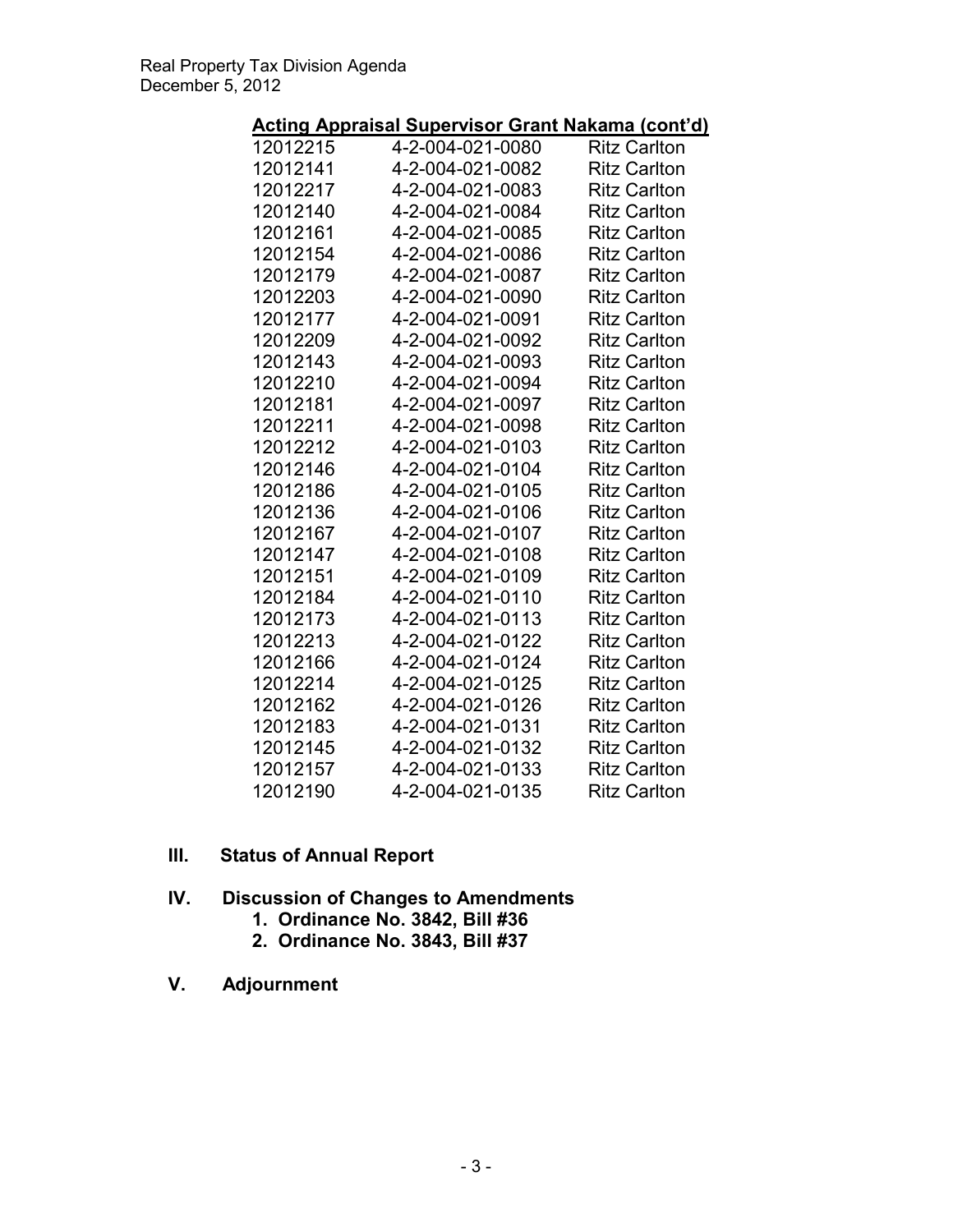**Acting Appraisal Supervisor Grant Nakama (cont'd)**

| | | |
|---|---|---|
| 12012215 | 4-2-004-021-0080 | Ritz Carlton |
| 12012141 | 4-2-004-021-0082 | Ritz Carlton |
| 12012217 | 4-2-004-021-0083 | Ritz Carlton |
| 12012140 | 4-2-004-021-0084 | Ritz Carlton |
| 12012161 | 4-2-004-021-0085 | Ritz Carlton |
| 12012154 | 4-2-004-021-0086 | Ritz Carlton |
| 12012179 | 4-2-004-021-0087 | Ritz Carlton |
| 12012203 | 4-2-004-021-0090 | Ritz Carlton |
| 12012177 | 4-2-004-021-0091 | Ritz Carlton |
| 12012209 | 4-2-004-021-0092 | Ritz Carlton |
| 12012143 | 4-2-004-021-0093 | Ritz Carlton |
| 12012210 | 4-2-004-021-0094 | Ritz Carlton |
| 12012181 | 4-2-004-021-0097 | Ritz Carlton |
| 12012211 | 4-2-004-021-0098 | Ritz Carlton |
| 12012212 | 4-2-004-021-0103 | Ritz Carlton |
| 12012146 | 4-2-004-021-0104 | Ritz Carlton |
| 12012186 | 4-2-004-021-0105 | Ritz Carlton |
| 12012136 | 4-2-004-021-0106 | Ritz Carlton |
| 12012167 | 4-2-004-021-0107 | Ritz Carlton |
| 12012147 | 4-2-004-021-0108 | Ritz Carlton |
| 12012151 | 4-2-004-021-0109 | Ritz Carlton |
| 12012184 | 4-2-004-021-0110 | Ritz Carlton |
| 12012173 | 4-2-004-021-0113 | Ritz Carlton |
| 12012213 | 4-2-004-021-0122 | Ritz Carlton |
| 12012166 | 4-2-004-021-0124 | Ritz Carlton |
| 12012214 | 4-2-004-021-0125 | Ritz Carlton |
| 12012162 | 4-2-004-021-0126 | Ritz Carlton |
| 12012183 | 4-2-004-021-0131 | Ritz Carlton |
| 12012145 | 4-2-004-021-0132 | Ritz Carlton |
| 12012157 | 4-2-004-021-0133 | Ritz Carlton |
| 12012190 | 4-2-004-021-0135 | Ritz Carlton |

**III. Status of Annual Report**

**IV. Discussion of Changes to Amendments**

1. **Ordinance No. 3842, Bill #36**
2. **Ordinance No. 3843, Bill #37**

**V. Adjournment**